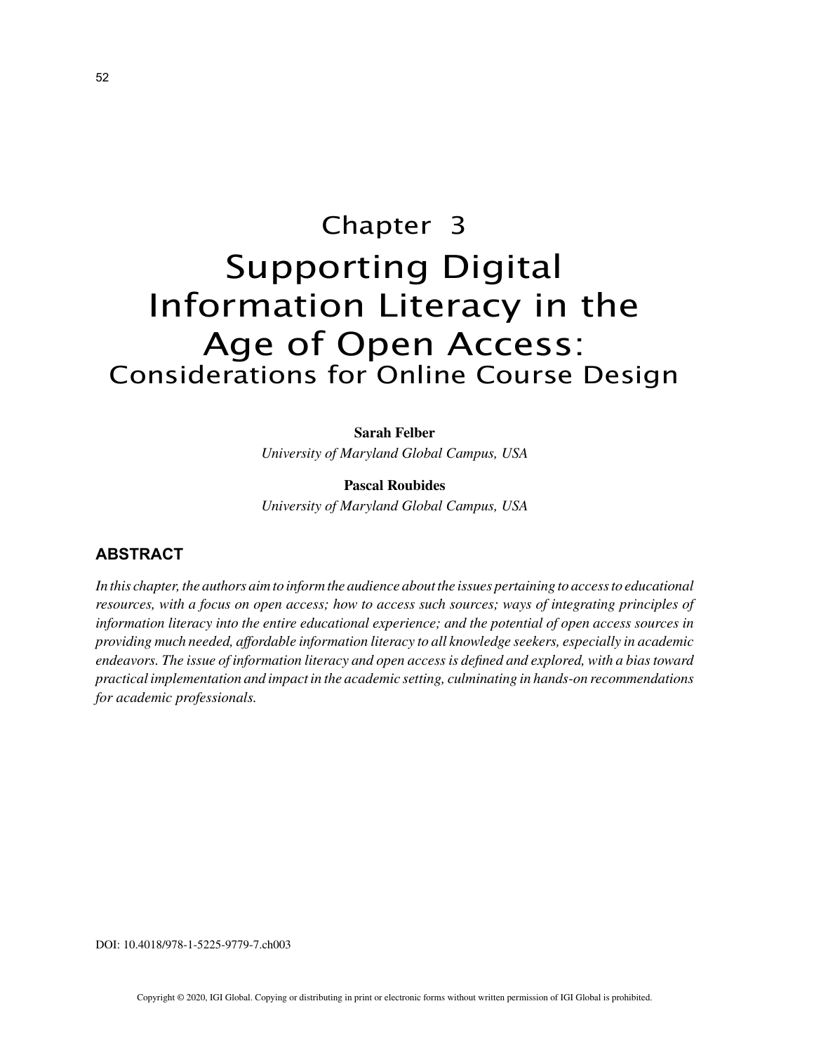# Chapter 3
# Supporting Digital Information Literacy in the Age of Open Access:
## Considerations for Online Course Design

**Sarah Felber**
*University of Maryland Global Campus, USA*

**Pascal Roubides**
*University of Maryland Global Campus, USA*

## ABSTRACT

*In this chapter, the authors aim to inform the audience about the issues pertaining to access to educational resources, with a focus on open access; how to access such sources; ways of integrating principles of information literacy into the entire educational experience; and the potential of open access sources in providing much needed, affordable information literacy to all knowledge seekers, especially in academic endeavors. The issue of information literacy and open access is defined and explored, with a bias toward practical implementation and impact in the academic setting, culminating in hands-on recommendations for academic professionals.*

DOI: 10.4018/978-1-5225-9779-7.ch003

Copyright © 2020, IGI Global. Copying or distributing in print or electronic forms without written permission of IGI Global is prohibited.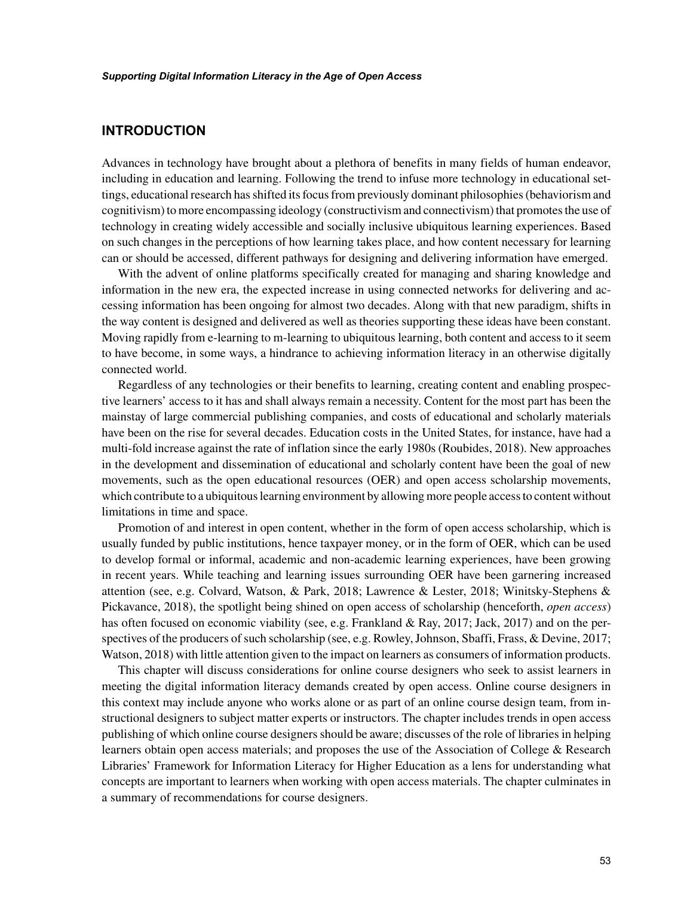## INTRODUCTION

Advances in technology have brought about a plethora of benefits in many fields of human endeavor, including in education and learning. Following the trend to infuse more technology in educational settings, educational research has shifted its focus from previously dominant philosophies (behaviorism and cognitivism) to more encompassing ideology (constructivism and connectivism) that promotes the use of technology in creating widely accessible and socially inclusive ubiquitous learning experiences. Based on such changes in the perceptions of how learning takes place, and how content necessary for learning can or should be accessed, different pathways for designing and delivering information have emerged.

With the advent of online platforms specifically created for managing and sharing knowledge and information in the new era, the expected increase in using connected networks for delivering and accessing information has been ongoing for almost two decades. Along with that new paradigm, shifts in the way content is designed and delivered as well as theories supporting these ideas have been constant. Moving rapidly from e-learning to m-learning to ubiquitous learning, both content and access to it seem to have become, in some ways, a hindrance to achieving information literacy in an otherwise digitally connected world.

Regardless of any technologies or their benefits to learning, creating content and enabling prospective learners' access to it has and shall always remain a necessity. Content for the most part has been the mainstay of large commercial publishing companies, and costs of educational and scholarly materials have been on the rise for several decades. Education costs in the United States, for instance, have had a multi-fold increase against the rate of inflation since the early 1980s (Roubides, 2018). New approaches in the development and dissemination of educational and scholarly content have been the goal of new movements, such as the open educational resources (OER) and open access scholarship movements, which contribute to a ubiquitous learning environment by allowing more people access to content without limitations in time and space.

Promotion of and interest in open content, whether in the form of open access scholarship, which is usually funded by public institutions, hence taxpayer money, or in the form of OER, which can be used to develop formal or informal, academic and non-academic learning experiences, have been growing in recent years. While teaching and learning issues surrounding OER have been garnering increased attention (see, e.g. Colvard, Watson, & Park, 2018; Lawrence & Lester, 2018; Winitsky-Stephens & Pickavance, 2018), the spotlight being shined on open access of scholarship (henceforth, *open access*) has often focused on economic viability (see, e.g. Frankland & Ray, 2017; Jack, 2017) and on the perspectives of the producers of such scholarship (see, e.g. Rowley, Johnson, Sbaffi, Frass, & Devine, 2017; Watson, 2018) with little attention given to the impact on learners as consumers of information products.

This chapter will discuss considerations for online course designers who seek to assist learners in meeting the digital information literacy demands created by open access. Online course designers in this context may include anyone who works alone or as part of an online course design team, from instructional designers to subject matter experts or instructors. The chapter includes trends in open access publishing of which online course designers should be aware; discusses of the role of libraries in helping learners obtain open access materials; and proposes the use of the Association of College & Research Libraries' Framework for Information Literacy for Higher Education as a lens for understanding what concepts are important to learners when working with open access materials. The chapter culminates in a summary of recommendations for course designers.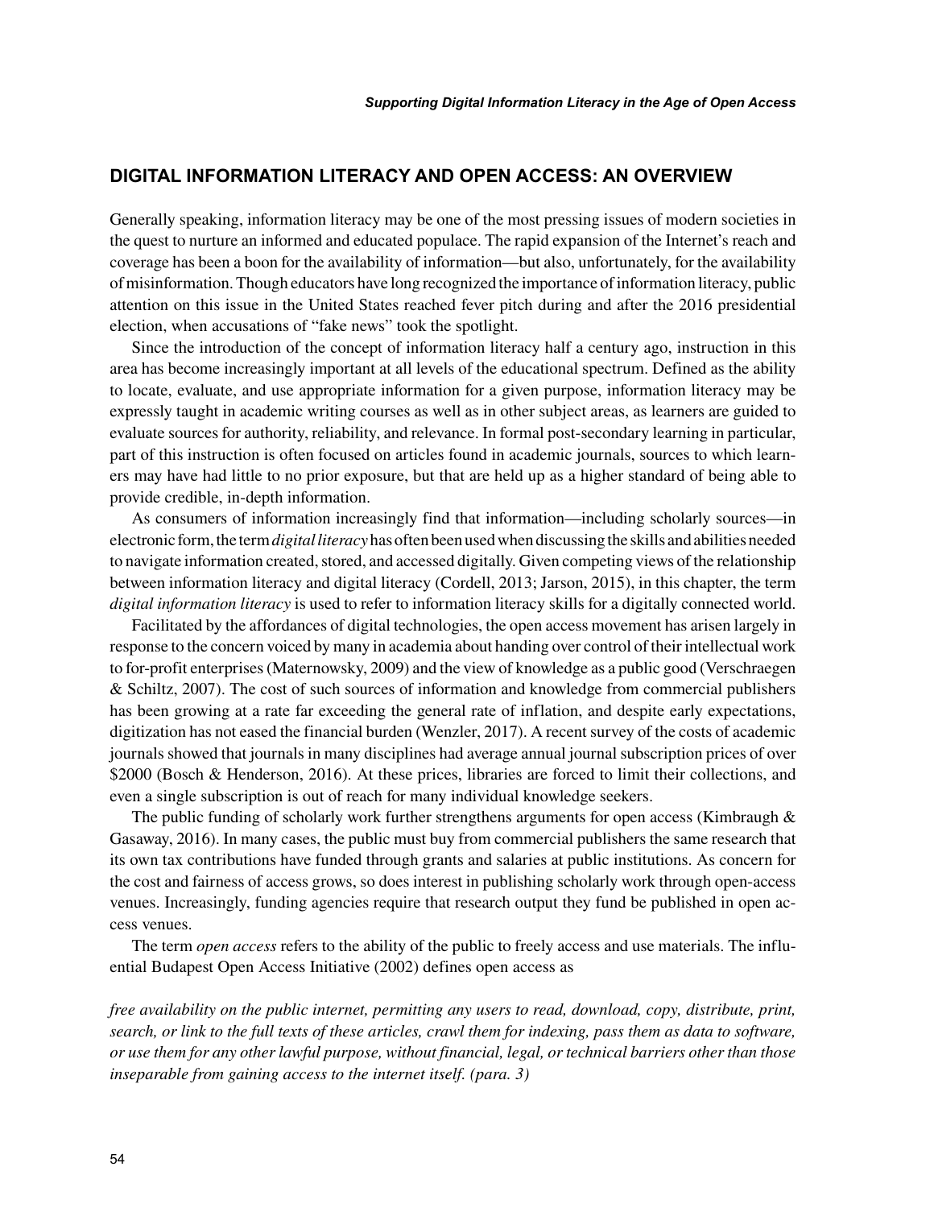## DIGITAL INFORMATION LITERACY AND OPEN ACCESS: AN OVERVIEW

Generally speaking, information literacy may be one of the most pressing issues of modern societies in the quest to nurture an informed and educated populace. The rapid expansion of the Internet's reach and coverage has been a boon for the availability of information—but also, unfortunately, for the availability of misinformation. Though educators have long recognized the importance of information literacy, public attention on this issue in the United States reached fever pitch during and after the 2016 presidential election, when accusations of "fake news" took the spotlight.

Since the introduction of the concept of information literacy half a century ago, instruction in this area has become increasingly important at all levels of the educational spectrum. Defined as the ability to locate, evaluate, and use appropriate information for a given purpose, information literacy may be expressly taught in academic writing courses as well as in other subject areas, as learners are guided to evaluate sources for authority, reliability, and relevance. In formal post-secondary learning in particular, part of this instruction is often focused on articles found in academic journals, sources to which learners may have had little to no prior exposure, but that are held up as a higher standard of being able to provide credible, in-depth information.

As consumers of information increasingly find that information—including scholarly sources—in electronic form, the term *digital literacy* has often been used when discussing the skills and abilities needed to navigate information created, stored, and accessed digitally. Given competing views of the relationship between information literacy and digital literacy (Cordell, 2013; Jarson, 2015), in this chapter, the term *digital information literacy* is used to refer to information literacy skills for a digitally connected world.

Facilitated by the affordances of digital technologies, the open access movement has arisen largely in response to the concern voiced by many in academia about handing over control of their intellectual work to for-profit enterprises (Maternowsky, 2009) and the view of knowledge as a public good (Verschraegen & Schiltz, 2007). The cost of such sources of information and knowledge from commercial publishers has been growing at a rate far exceeding the general rate of inflation, and despite early expectations, digitization has not eased the financial burden (Wenzler, 2017). A recent survey of the costs of academic journals showed that journals in many disciplines had average annual journal subscription prices of over $2000 (Bosch & Henderson, 2016). At these prices, libraries are forced to limit their collections, and even a single subscription is out of reach for many individual knowledge seekers.

The public funding of scholarly work further strengthens arguments for open access (Kimbraugh & Gasaway, 2016). In many cases, the public must buy from commercial publishers the same research that its own tax contributions have funded through grants and salaries at public institutions. As concern for the cost and fairness of access grows, so does interest in publishing scholarly work through open-access venues. Increasingly, funding agencies require that research output they fund be published in open access venues.

The term *open access* refers to the ability of the public to freely access and use materials. The influential Budapest Open Access Initiative (2002) defines open access as

*free availability on the public internet, permitting any users to read, download, copy, distribute, print, search, or link to the full texts of these articles, crawl them for indexing, pass them as data to software, or use them for any other lawful purpose, without financial, legal, or technical barriers other than those inseparable from gaining access to the internet itself. (para. 3)*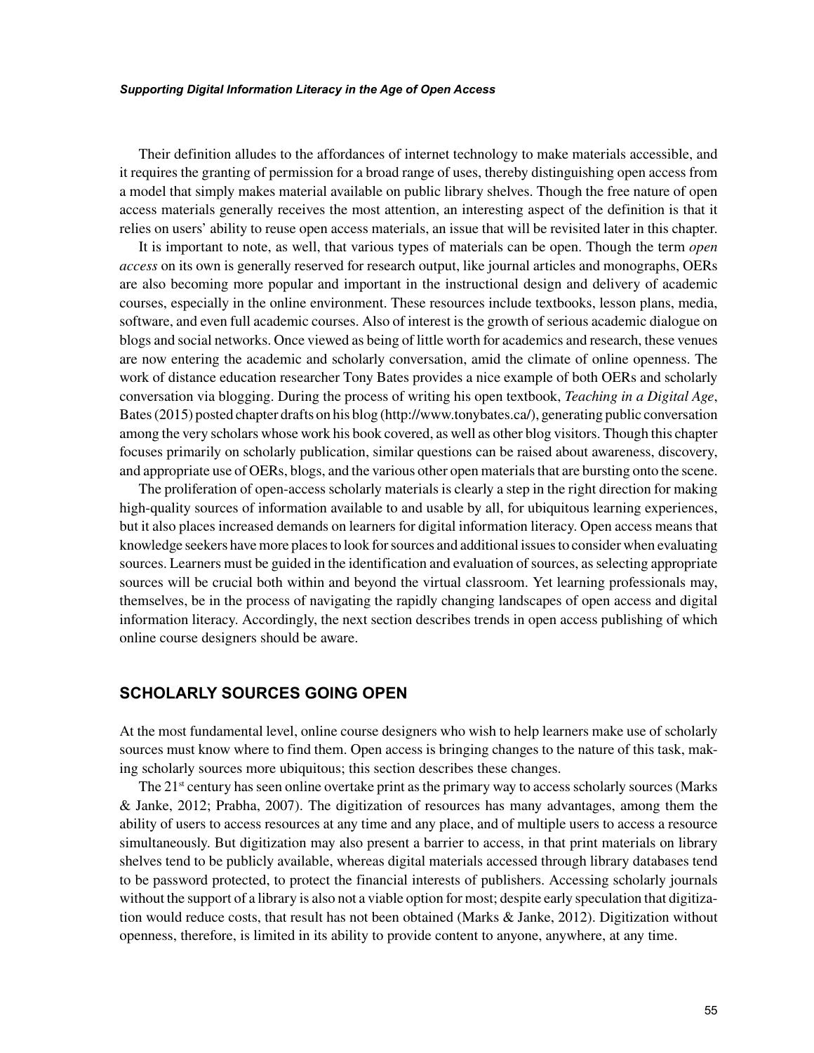Their definition alludes to the affordances of internet technology to make materials accessible, and it requires the granting of permission for a broad range of uses, thereby distinguishing open access from a model that simply makes material available on public library shelves. Though the free nature of open access materials generally receives the most attention, an interesting aspect of the definition is that it relies on users' ability to reuse open access materials, an issue that will be revisited later in this chapter.

It is important to note, as well, that various types of materials can be open. Though the term *open access* on its own is generally reserved for research output, like journal articles and monographs, OERs are also becoming more popular and important in the instructional design and delivery of academic courses, especially in the online environment. These resources include textbooks, lesson plans, media, software, and even full academic courses. Also of interest is the growth of serious academic dialogue on blogs and social networks. Once viewed as being of little worth for academics and research, these venues are now entering the academic and scholarly conversation, amid the climate of online openness. The work of distance education researcher Tony Bates provides a nice example of both OERs and scholarly conversation via blogging. During the process of writing his open textbook, *Teaching in a Digital Age*, Bates (2015) posted chapter drafts on his blog (http://www.tonybates.ca/), generating public conversation among the very scholars whose work his book covered, as well as other blog visitors. Though this chapter focuses primarily on scholarly publication, similar questions can be raised about awareness, discovery, and appropriate use of OERs, blogs, and the various other open materials that are bursting onto the scene.

The proliferation of open-access scholarly materials is clearly a step in the right direction for making high-quality sources of information available to and usable by all, for ubiquitous learning experiences, but it also places increased demands on learners for digital information literacy. Open access means that knowledge seekers have more places to look for sources and additional issues to consider when evaluating sources. Learners must be guided in the identification and evaluation of sources, as selecting appropriate sources will be crucial both within and beyond the virtual classroom. Yet learning professionals may, themselves, be in the process of navigating the rapidly changing landscapes of open access and digital information literacy. Accordingly, the next section describes trends in open access publishing of which online course designers should be aware.

## SCHOLARLY SOURCES GOING OPEN

At the most fundamental level, online course designers who wish to help learners make use of scholarly sources must know where to find them. Open access is bringing changes to the nature of this task, making scholarly sources more ubiquitous; this section describes these changes.

The 21st century has seen online overtake print as the primary way to access scholarly sources (Marks & Janke, 2012; Prabha, 2007). The digitization of resources has many advantages, among them the ability of users to access resources at any time and any place, and of multiple users to access a resource simultaneously. But digitization may also present a barrier to access, in that print materials on library shelves tend to be publicly available, whereas digital materials accessed through library databases tend to be password protected, to protect the financial interests of publishers. Accessing scholarly journals without the support of a library is also not a viable option for most; despite early speculation that digitization would reduce costs, that result has not been obtained (Marks & Janke, 2012). Digitization without openness, therefore, is limited in its ability to provide content to anyone, anywhere, at any time.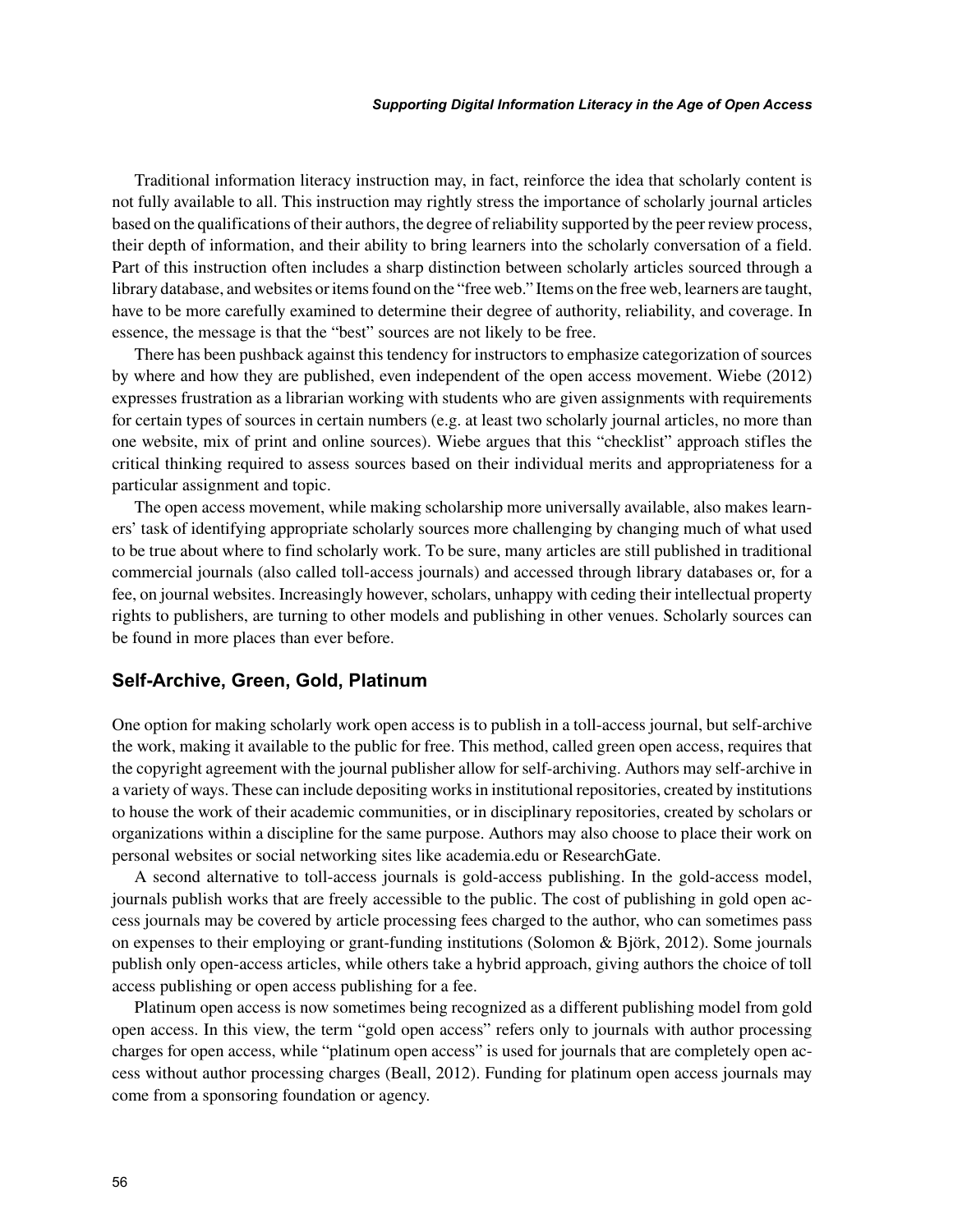Traditional information literacy instruction may, in fact, reinforce the idea that scholarly content is not fully available to all. This instruction may rightly stress the importance of scholarly journal articles based on the qualifications of their authors, the degree of reliability supported by the peer review process, their depth of information, and their ability to bring learners into the scholarly conversation of a field. Part of this instruction often includes a sharp distinction between scholarly articles sourced through a library database, and websites or items found on the "free web." Items on the free web, learners are taught, have to be more carefully examined to determine their degree of authority, reliability, and coverage. In essence, the message is that the "best" sources are not likely to be free.

There has been pushback against this tendency for instructors to emphasize categorization of sources by where and how they are published, even independent of the open access movement. Wiebe (2012) expresses frustration as a librarian working with students who are given assignments with requirements for certain types of sources in certain numbers (e.g. at least two scholarly journal articles, no more than one website, mix of print and online sources). Wiebe argues that this "checklist" approach stifles the critical thinking required to assess sources based on their individual merits and appropriateness for a particular assignment and topic.

The open access movement, while making scholarship more universally available, also makes learners' task of identifying appropriate scholarly sources more challenging by changing much of what used to be true about where to find scholarly work. To be sure, many articles are still published in traditional commercial journals (also called toll-access journals) and accessed through library databases or, for a fee, on journal websites. Increasingly however, scholars, unhappy with ceding their intellectual property rights to publishers, are turning to other models and publishing in other venues. Scholarly sources can be found in more places than ever before.

## Self-Archive, Green, Gold, Platinum

One option for making scholarly work open access is to publish in a toll-access journal, but self-archive the work, making it available to the public for free. This method, called green open access, requires that the copyright agreement with the journal publisher allow for self-archiving. Authors may self-archive in a variety of ways. These can include depositing works in institutional repositories, created by institutions to house the work of their academic communities, or in disciplinary repositories, created by scholars or organizations within a discipline for the same purpose. Authors may also choose to place their work on personal websites or social networking sites like academia.edu or ResearchGate.

A second alternative to toll-access journals is gold-access publishing. In the gold-access model, journals publish works that are freely accessible to the public. The cost of publishing in gold open access journals may be covered by article processing fees charged to the author, who can sometimes pass on expenses to their employing or grant-funding institutions (Solomon & Björk, 2012). Some journals publish only open-access articles, while others take a hybrid approach, giving authors the choice of toll access publishing or open access publishing for a fee.

Platinum open access is now sometimes being recognized as a different publishing model from gold open access. In this view, the term "gold open access" refers only to journals with author processing charges for open access, while "platinum open access" is used for journals that are completely open access without author processing charges (Beall, 2012). Funding for platinum open access journals may come from a sponsoring foundation or agency.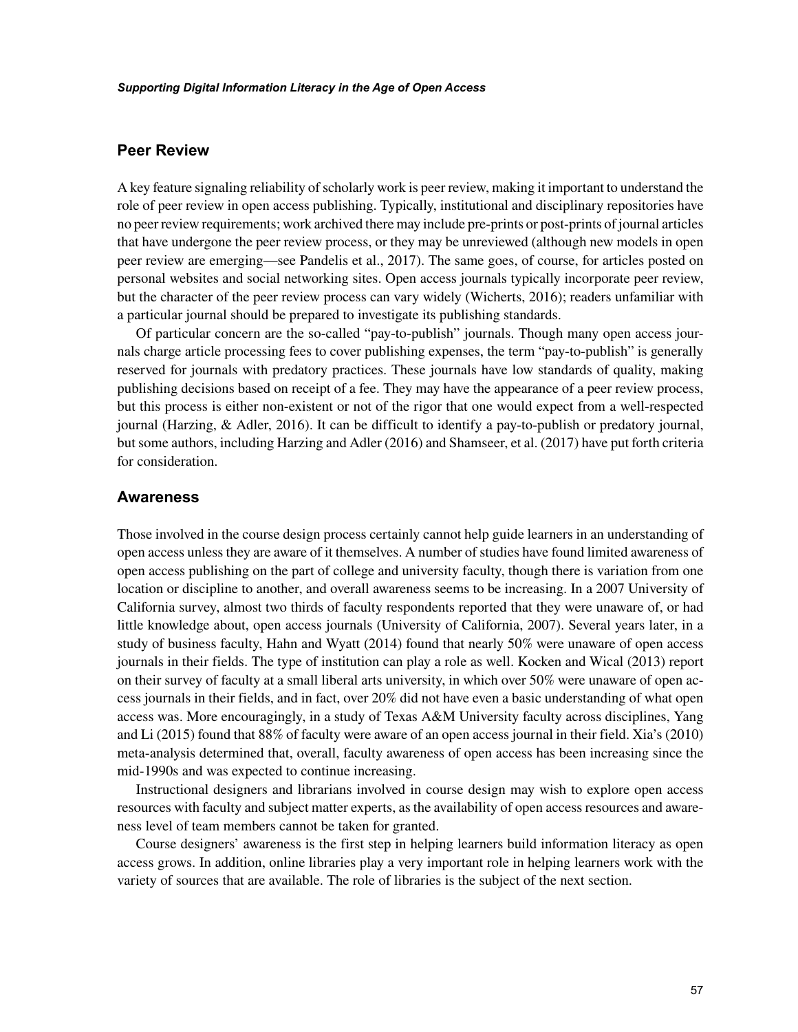## Peer Review

A key feature signaling reliability of scholarly work is peer review, making it important to understand the role of peer review in open access publishing. Typically, institutional and disciplinary repositories have no peer review requirements; work archived there may include pre-prints or post-prints of journal articles that have undergone the peer review process, or they may be unreviewed (although new models in open peer review are emerging—see Pandelis et al., 2017). The same goes, of course, for articles posted on personal websites and social networking sites. Open access journals typically incorporate peer review, but the character of the peer review process can vary widely (Wicherts, 2016); readers unfamiliar with a particular journal should be prepared to investigate its publishing standards.

Of particular concern are the so-called "pay-to-publish" journals. Though many open access journals charge article processing fees to cover publishing expenses, the term "pay-to-publish" is generally reserved for journals with predatory practices. These journals have low standards of quality, making publishing decisions based on receipt of a fee. They may have the appearance of a peer review process, but this process is either non-existent or not of the rigor that one would expect from a well-respected journal (Harzing, & Adler, 2016). It can be difficult to identify a pay-to-publish or predatory journal, but some authors, including Harzing and Adler (2016) and Shamseer, et al. (2017) have put forth criteria for consideration.

## Awareness

Those involved in the course design process certainly cannot help guide learners in an understanding of open access unless they are aware of it themselves. A number of studies have found limited awareness of open access publishing on the part of college and university faculty, though there is variation from one location or discipline to another, and overall awareness seems to be increasing. In a 2007 University of California survey, almost two thirds of faculty respondents reported that they were unaware of, or had little knowledge about, open access journals (University of California, 2007). Several years later, in a study of business faculty, Hahn and Wyatt (2014) found that nearly 50% were unaware of open access journals in their fields. The type of institution can play a role as well. Kocken and Wical (2013) report on their survey of faculty at a small liberal arts university, in which over 50% were unaware of open access journals in their fields, and in fact, over 20% did not have even a basic understanding of what open access was. More encouragingly, in a study of Texas A&M University faculty across disciplines, Yang and Li (2015) found that 88% of faculty were aware of an open access journal in their field. Xia's (2010) meta-analysis determined that, overall, faculty awareness of open access has been increasing since the mid-1990s and was expected to continue increasing.

Instructional designers and librarians involved in course design may wish to explore open access resources with faculty and subject matter experts, as the availability of open access resources and awareness level of team members cannot be taken for granted.

Course designers' awareness is the first step in helping learners build information literacy as open access grows. In addition, online libraries play a very important role in helping learners work with the variety of sources that are available. The role of libraries is the subject of the next section.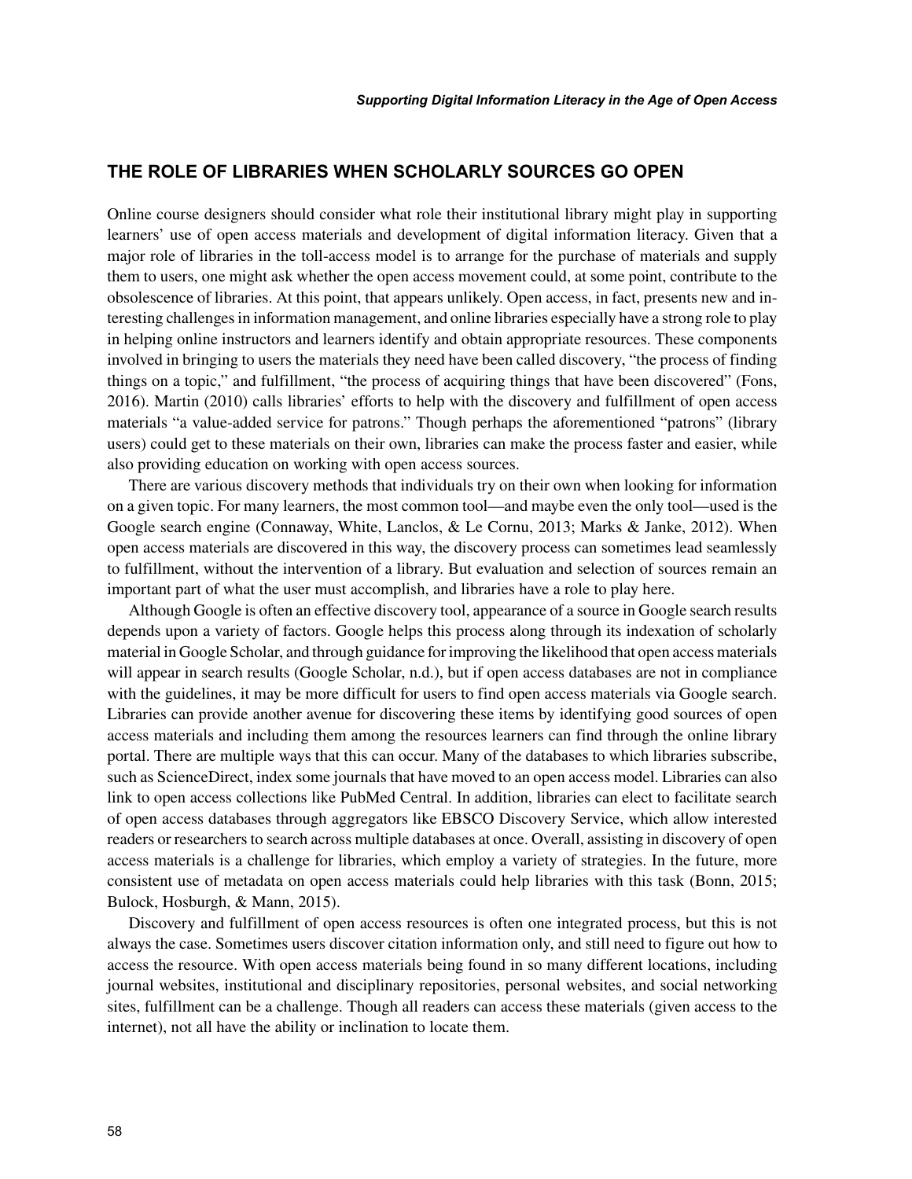## THE ROLE OF LIBRARIES WHEN SCHOLARLY SOURCES GO OPEN

Online course designers should consider what role their institutional library might play in supporting learners' use of open access materials and development of digital information literacy. Given that a major role of libraries in the toll-access model is to arrange for the purchase of materials and supply them to users, one might ask whether the open access movement could, at some point, contribute to the obsolescence of libraries. At this point, that appears unlikely. Open access, in fact, presents new and interesting challenges in information management, and online libraries especially have a strong role to play in helping online instructors and learners identify and obtain appropriate resources. These components involved in bringing to users the materials they need have been called discovery, "the process of finding things on a topic," and fulfillment, "the process of acquiring things that have been discovered" (Fons, 2016). Martin (2010) calls libraries' efforts to help with the discovery and fulfillment of open access materials "a value-added service for patrons." Though perhaps the aforementioned "patrons" (library users) could get to these materials on their own, libraries can make the process faster and easier, while also providing education on working with open access sources.

There are various discovery methods that individuals try on their own when looking for information on a given topic. For many learners, the most common tool—and maybe even the only tool—used is the Google search engine (Connaway, White, Lanclos, & Le Cornu, 2013; Marks & Janke, 2012). When open access materials are discovered in this way, the discovery process can sometimes lead seamlessly to fulfillment, without the intervention of a library. But evaluation and selection of sources remain an important part of what the user must accomplish, and libraries have a role to play here.

Although Google is often an effective discovery tool, appearance of a source in Google search results depends upon a variety of factors. Google helps this process along through its indexation of scholarly material in Google Scholar, and through guidance for improving the likelihood that open access materials will appear in search results (Google Scholar, n.d.), but if open access databases are not in compliance with the guidelines, it may be more difficult for users to find open access materials via Google search. Libraries can provide another avenue for discovering these items by identifying good sources of open access materials and including them among the resources learners can find through the online library portal. There are multiple ways that this can occur. Many of the databases to which libraries subscribe, such as ScienceDirect, index some journals that have moved to an open access model. Libraries can also link to open access collections like PubMed Central. In addition, libraries can elect to facilitate search of open access databases through aggregators like EBSCO Discovery Service, which allow interested readers or researchers to search across multiple databases at once. Overall, assisting in discovery of open access materials is a challenge for libraries, which employ a variety of strategies. In the future, more consistent use of metadata on open access materials could help libraries with this task (Bonn, 2015; Bulock, Hosburgh, & Mann, 2015).

Discovery and fulfillment of open access resources is often one integrated process, but this is not always the case. Sometimes users discover citation information only, and still need to figure out how to access the resource. With open access materials being found in so many different locations, including journal websites, institutional and disciplinary repositories, personal websites, and social networking sites, fulfillment can be a challenge. Though all readers can access these materials (given access to the internet), not all have the ability or inclination to locate them.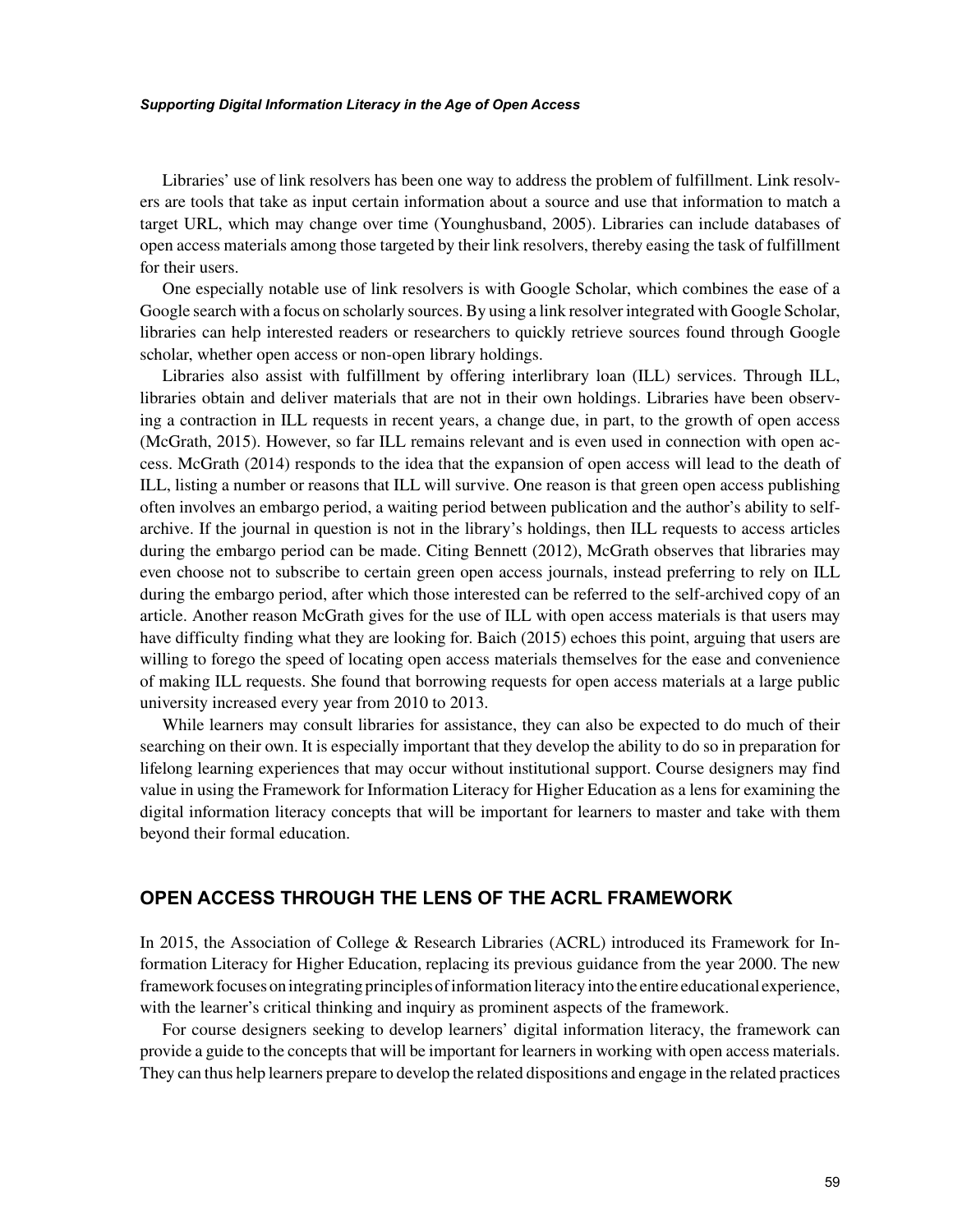Libraries' use of link resolvers has been one way to address the problem of fulfillment. Link resolvers are tools that take as input certain information about a source and use that information to match a target URL, which may change over time (Younghusband, 2005). Libraries can include databases of open access materials among those targeted by their link resolvers, thereby easing the task of fulfillment for their users.

One especially notable use of link resolvers is with Google Scholar, which combines the ease of a Google search with a focus on scholarly sources. By using a link resolver integrated with Google Scholar, libraries can help interested readers or researchers to quickly retrieve sources found through Google scholar, whether open access or non-open library holdings.

Libraries also assist with fulfillment by offering interlibrary loan (ILL) services. Through ILL, libraries obtain and deliver materials that are not in their own holdings. Libraries have been observing a contraction in ILL requests in recent years, a change due, in part, to the growth of open access (McGrath, 2015). However, so far ILL remains relevant and is even used in connection with open access. McGrath (2014) responds to the idea that the expansion of open access will lead to the death of ILL, listing a number or reasons that ILL will survive. One reason is that green open access publishing often involves an embargo period, a waiting period between publication and the author's ability to self-archive. If the journal in question is not in the library's holdings, then ILL requests to access articles during the embargo period can be made. Citing Bennett (2012), McGrath observes that libraries may even choose not to subscribe to certain green open access journals, instead preferring to rely on ILL during the embargo period, after which those interested can be referred to the self-archived copy of an article. Another reason McGrath gives for the use of ILL with open access materials is that users may have difficulty finding what they are looking for. Baich (2015) echoes this point, arguing that users are willing to forego the speed of locating open access materials themselves for the ease and convenience of making ILL requests. She found that borrowing requests for open access materials at a large public university increased every year from 2010 to 2013.

While learners may consult libraries for assistance, they can also be expected to do much of their searching on their own. It is especially important that they develop the ability to do so in preparation for lifelong learning experiences that may occur without institutional support. Course designers may find value in using the Framework for Information Literacy for Higher Education as a lens for examining the digital information literacy concepts that will be important for learners to master and take with them beyond their formal education.

## OPEN ACCESS THROUGH THE LENS OF THE ACRL FRAMEWORK

In 2015, the Association of College & Research Libraries (ACRL) introduced its Framework for Information Literacy for Higher Education, replacing its previous guidance from the year 2000. The new framework focuses on integrating principles of information literacy into the entire educational experience, with the learner's critical thinking and inquiry as prominent aspects of the framework.

For course designers seeking to develop learners' digital information literacy, the framework can provide a guide to the concepts that will be important for learners in working with open access materials. They can thus help learners prepare to develop the related dispositions and engage in the related practices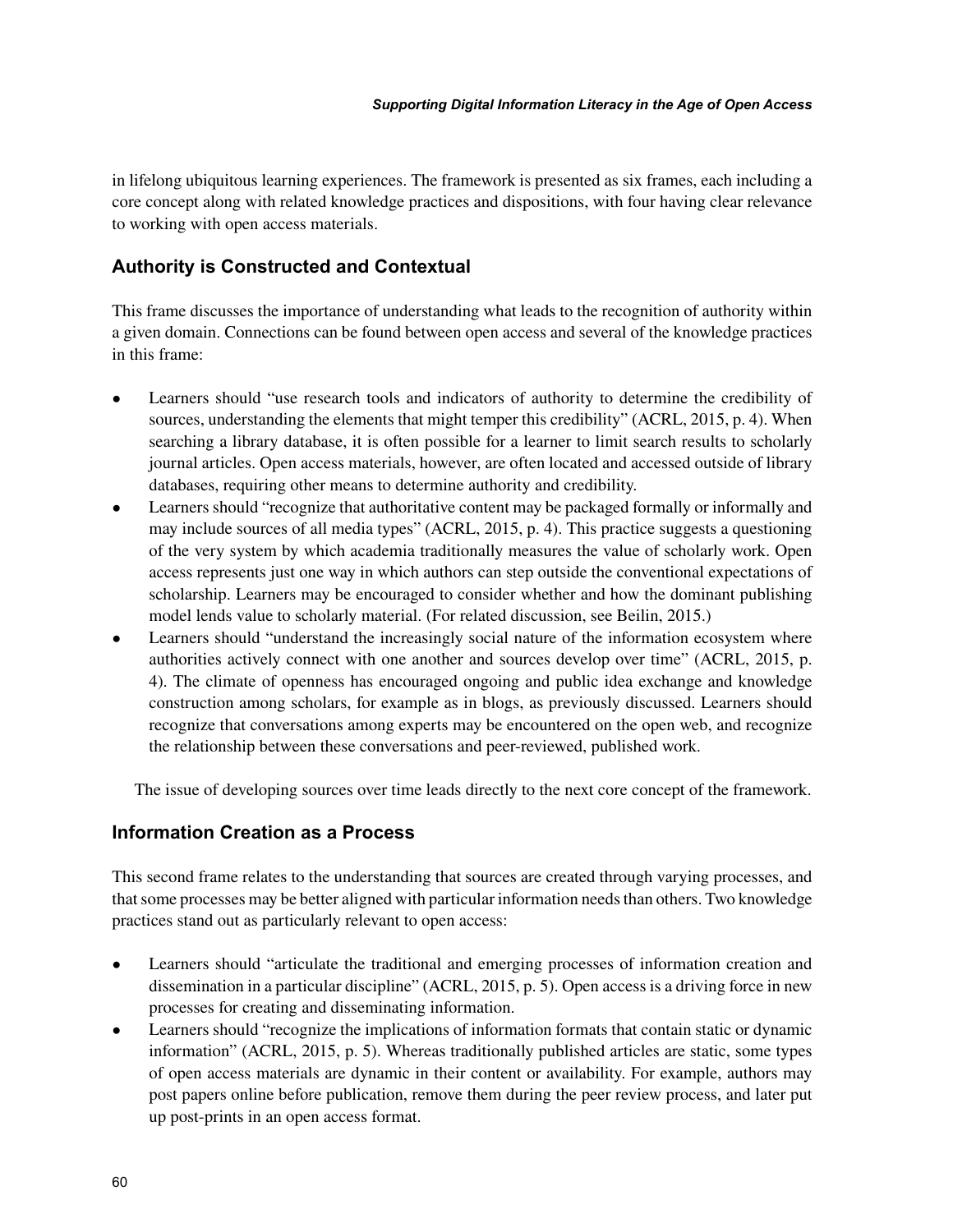in lifelong ubiquitous learning experiences. The framework is presented as six frames, each including a core concept along with related knowledge practices and dispositions, with four having clear relevance to working with open access materials.

## Authority is Constructed and Contextual

This frame discusses the importance of understanding what leads to the recognition of authority within a given domain. Connections can be found between open access and several of the knowledge practices in this frame:

- Learners should "use research tools and indicators of authority to determine the credibility of sources, understanding the elements that might temper this credibility" (ACRL, 2015, p. 4). When searching a library database, it is often possible for a learner to limit search results to scholarly journal articles. Open access materials, however, are often located and accessed outside of library databases, requiring other means to determine authority and credibility.
- Learners should "recognize that authoritative content may be packaged formally or informally and may include sources of all media types" (ACRL, 2015, p. 4). This practice suggests a questioning of the very system by which academia traditionally measures the value of scholarly work. Open access represents just one way in which authors can step outside the conventional expectations of scholarship. Learners may be encouraged to consider whether and how the dominant publishing model lends value to scholarly material. (For related discussion, see Beilin, 2015.)
- Learners should "understand the increasingly social nature of the information ecosystem where authorities actively connect with one another and sources develop over time" (ACRL, 2015, p. 4). The climate of openness has encouraged ongoing and public idea exchange and knowledge construction among scholars, for example as in blogs, as previously discussed. Learners should recognize that conversations among experts may be encountered on the open web, and recognize the relationship between these conversations and peer-reviewed, published work.

The issue of developing sources over time leads directly to the next core concept of the framework.

## Information Creation as a Process

This second frame relates to the understanding that sources are created through varying processes, and that some processes may be better aligned with particular information needs than others. Two knowledge practices stand out as particularly relevant to open access:

- Learners should "articulate the traditional and emerging processes of information creation and dissemination in a particular discipline" (ACRL, 2015, p. 5). Open access is a driving force in new processes for creating and disseminating information.
- Learners should "recognize the implications of information formats that contain static or dynamic information" (ACRL, 2015, p. 5). Whereas traditionally published articles are static, some types of open access materials are dynamic in their content or availability. For example, authors may post papers online before publication, remove them during the peer review process, and later put up post-prints in an open access format.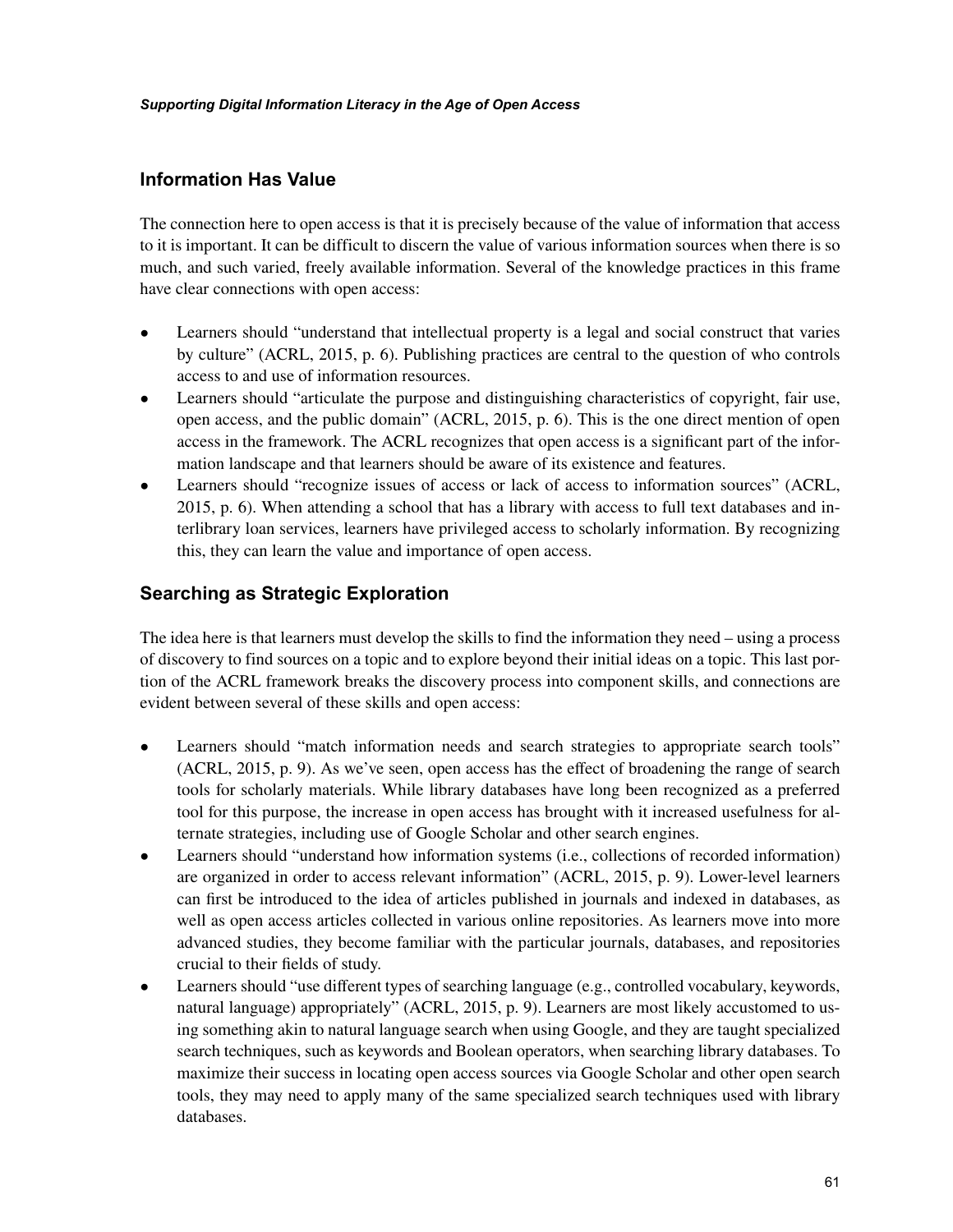## Information Has Value

The connection here to open access is that it is precisely because of the value of information that access to it is important. It can be difficult to discern the value of various information sources when there is so much, and such varied, freely available information. Several of the knowledge practices in this frame have clear connections with open access:

- Learners should "understand that intellectual property is a legal and social construct that varies by culture" (ACRL, 2015, p. 6). Publishing practices are central to the question of who controls access to and use of information resources.
- Learners should "articulate the purpose and distinguishing characteristics of copyright, fair use, open access, and the public domain" (ACRL, 2015, p. 6). This is the one direct mention of open access in the framework. The ACRL recognizes that open access is a significant part of the information landscape and that learners should be aware of its existence and features.
- Learners should "recognize issues of access or lack of access to information sources" (ACRL, 2015, p. 6). When attending a school that has a library with access to full text databases and interlibrary loan services, learners have privileged access to scholarly information. By recognizing this, they can learn the value and importance of open access.

## Searching as Strategic Exploration

The idea here is that learners must develop the skills to find the information they need – using a process of discovery to find sources on a topic and to explore beyond their initial ideas on a topic. This last portion of the ACRL framework breaks the discovery process into component skills, and connections are evident between several of these skills and open access:

- Learners should "match information needs and search strategies to appropriate search tools" (ACRL, 2015, p. 9). As we've seen, open access has the effect of broadening the range of search tools for scholarly materials. While library databases have long been recognized as a preferred tool for this purpose, the increase in open access has brought with it increased usefulness for alternate strategies, including use of Google Scholar and other search engines.
- Learners should "understand how information systems (i.e., collections of recorded information) are organized in order to access relevant information" (ACRL, 2015, p. 9). Lower-level learners can first be introduced to the idea of articles published in journals and indexed in databases, as well as open access articles collected in various online repositories. As learners move into more advanced studies, they become familiar with the particular journals, databases, and repositories crucial to their fields of study.
- Learners should "use different types of searching language (e.g., controlled vocabulary, keywords, natural language) appropriately" (ACRL, 2015, p. 9). Learners are most likely accustomed to using something akin to natural language search when using Google, and they are taught specialized search techniques, such as keywords and Boolean operators, when searching library databases. To maximize their success in locating open access sources via Google Scholar and other open search tools, they may need to apply many of the same specialized search techniques used with library databases.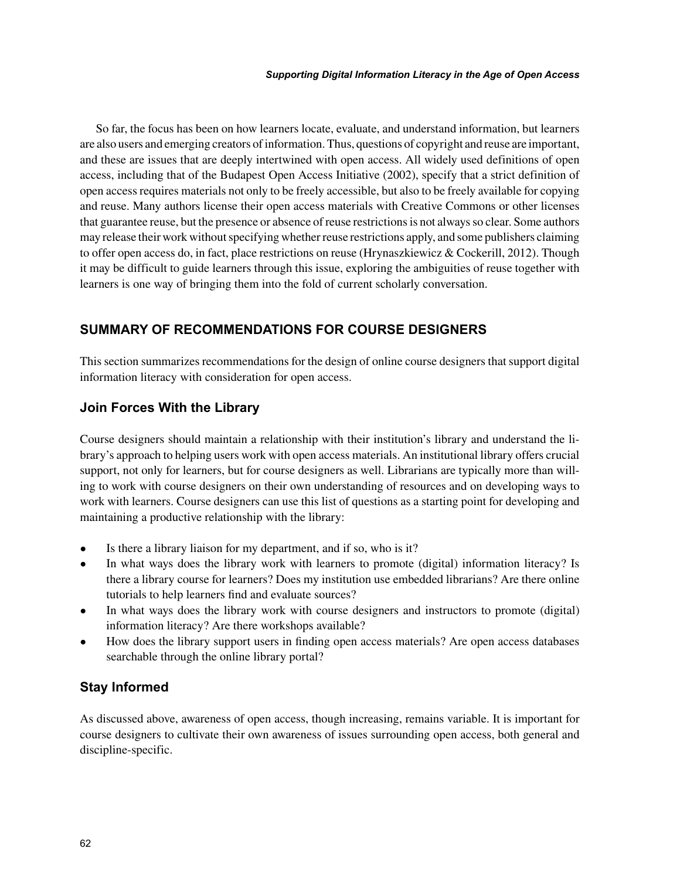So far, the focus has been on how learners locate, evaluate, and understand information, but learners are also users and emerging creators of information. Thus, questions of copyright and reuse are important, and these are issues that are deeply intertwined with open access. All widely used definitions of open access, including that of the Budapest Open Access Initiative (2002), specify that a strict definition of open access requires materials not only to be freely accessible, but also to be freely available for copying and reuse. Many authors license their open access materials with Creative Commons or other licenses that guarantee reuse, but the presence or absence of reuse restrictions is not always so clear. Some authors may release their work without specifying whether reuse restrictions apply, and some publishers claiming to offer open access do, in fact, place restrictions on reuse (Hrynaszkiewicz & Cockerill, 2012). Though it may be difficult to guide learners through this issue, exploring the ambiguities of reuse together with learners is one way of bringing them into the fold of current scholarly conversation.

## SUMMARY OF RECOMMENDATIONS FOR COURSE DESIGNERS

This section summarizes recommendations for the design of online course designers that support digital information literacy with consideration for open access.

### Join Forces With the Library

Course designers should maintain a relationship with their institution's library and understand the library's approach to helping users work with open access materials. An institutional library offers crucial support, not only for learners, but for course designers as well. Librarians are typically more than willing to work with course designers on their own understanding of resources and on developing ways to work with learners. Course designers can use this list of questions as a starting point for developing and maintaining a productive relationship with the library:

- Is there a library liaison for my department, and if so, who is it?
- In what ways does the library work with learners to promote (digital) information literacy? Is there a library course for learners? Does my institution use embedded librarians? Are there online tutorials to help learners find and evaluate sources?
- In what ways does the library work with course designers and instructors to promote (digital) information literacy? Are there workshops available?
- How does the library support users in finding open access materials? Are open access databases searchable through the online library portal?

### Stay Informed

As discussed above, awareness of open access, though increasing, remains variable. It is important for course designers to cultivate their own awareness of issues surrounding open access, both general and discipline-specific.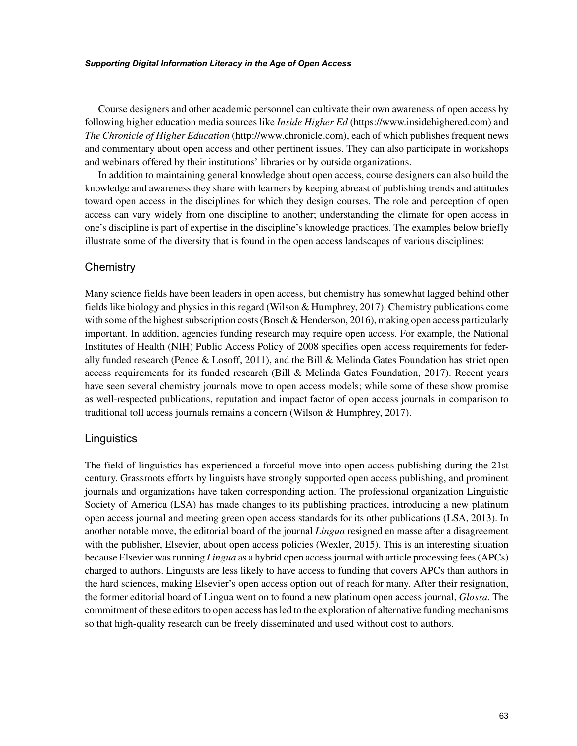Course designers and other academic personnel can cultivate their own awareness of open access by following higher education media sources like *Inside Higher Ed* (https://www.insidehighered.com) and *The Chronicle of Higher Education* (http://www.chronicle.com), each of which publishes frequent news and commentary about open access and other pertinent issues. They can also participate in workshops and webinars offered by their institutions' libraries or by outside organizations.

In addition to maintaining general knowledge about open access, course designers can also build the knowledge and awareness they share with learners by keeping abreast of publishing trends and attitudes toward open access in the disciplines for which they design courses. The role and perception of open access can vary widely from one discipline to another; understanding the climate for open access in one's discipline is part of expertise in the discipline's knowledge practices. The examples below briefly illustrate some of the diversity that is found in the open access landscapes of various disciplines:

### Chemistry

Many science fields have been leaders in open access, but chemistry has somewhat lagged behind other fields like biology and physics in this regard (Wilson & Humphrey, 2017). Chemistry publications come with some of the highest subscription costs (Bosch & Henderson, 2016), making open access particularly important. In addition, agencies funding research may require open access. For example, the National Institutes of Health (NIH) Public Access Policy of 2008 specifies open access requirements for federally funded research (Pence & Losoff, 2011), and the Bill & Melinda Gates Foundation has strict open access requirements for its funded research (Bill & Melinda Gates Foundation, 2017). Recent years have seen several chemistry journals move to open access models; while some of these show promise as well-respected publications, reputation and impact factor of open access journals in comparison to traditional toll access journals remains a concern (Wilson & Humphrey, 2017).

### Linguistics

The field of linguistics has experienced a forceful move into open access publishing during the 21st century. Grassroots efforts by linguists have strongly supported open access publishing, and prominent journals and organizations have taken corresponding action. The professional organization Linguistic Society of America (LSA) has made changes to its publishing practices, introducing a new platinum open access journal and meeting green open access standards for its other publications (LSA, 2013). In another notable move, the editorial board of the journal *Lingua* resigned en masse after a disagreement with the publisher, Elsevier, about open access policies (Wexler, 2015). This is an interesting situation because Elsevier was running *Lingua* as a hybrid open access journal with article processing fees (APCs) charged to authors. Linguists are less likely to have access to funding that covers APCs than authors in the hard sciences, making Elsevier's open access option out of reach for many. After their resignation, the former editorial board of Lingua went on to found a new platinum open access journal, *Glossa*. The commitment of these editors to open access has led to the exploration of alternative funding mechanisms so that high-quality research can be freely disseminated and used without cost to authors.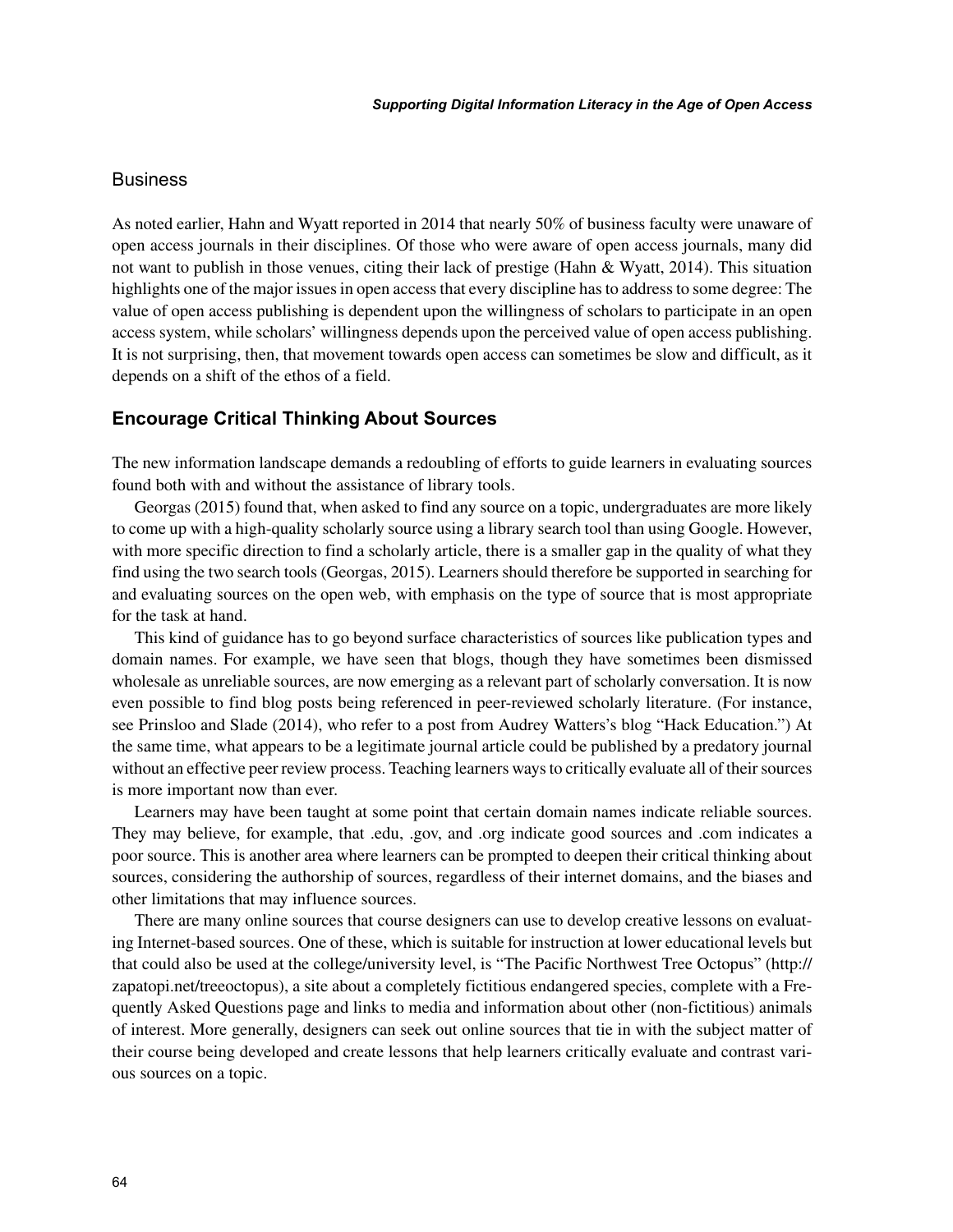### Business

As noted earlier, Hahn and Wyatt reported in 2014 that nearly 50% of business faculty were unaware of open access journals in their disciplines. Of those who were aware of open access journals, many did not want to publish in those venues, citing their lack of prestige (Hahn & Wyatt, 2014). This situation highlights one of the major issues in open access that every discipline has to address to some degree: The value of open access publishing is dependent upon the willingness of scholars to participate in an open access system, while scholars' willingness depends upon the perceived value of open access publishing. It is not surprising, then, that movement towards open access can sometimes be slow and difficult, as it depends on a shift of the ethos of a field.

## Encourage Critical Thinking About Sources

The new information landscape demands a redoubling of efforts to guide learners in evaluating sources found both with and without the assistance of library tools.

Georgas (2015) found that, when asked to find any source on a topic, undergraduates are more likely to come up with a high-quality scholarly source using a library search tool than using Google. However, with more specific direction to find a scholarly article, there is a smaller gap in the quality of what they find using the two search tools (Georgas, 2015). Learners should therefore be supported in searching for and evaluating sources on the open web, with emphasis on the type of source that is most appropriate for the task at hand.

This kind of guidance has to go beyond surface characteristics of sources like publication types and domain names. For example, we have seen that blogs, though they have sometimes been dismissed wholesale as unreliable sources, are now emerging as a relevant part of scholarly conversation. It is now even possible to find blog posts being referenced in peer-reviewed scholarly literature. (For instance, see Prinsloo and Slade (2014), who refer to a post from Audrey Watters's blog "Hack Education.") At the same time, what appears to be a legitimate journal article could be published by a predatory journal without an effective peer review process. Teaching learners ways to critically evaluate all of their sources is more important now than ever.

Learners may have been taught at some point that certain domain names indicate reliable sources. They may believe, for example, that .edu, .gov, and .org indicate good sources and .com indicates a poor source. This is another area where learners can be prompted to deepen their critical thinking about sources, considering the authorship of sources, regardless of their internet domains, and the biases and other limitations that may influence sources.

There are many online sources that course designers can use to develop creative lessons on evaluating Internet-based sources. One of these, which is suitable for instruction at lower educational levels but that could also be used at the college/university level, is "The Pacific Northwest Tree Octopus" (http://zapatopi.net/treeoctopus), a site about a completely fictitious endangered species, complete with a Frequently Asked Questions page and links to media and information about other (non-fictitious) animals of interest. More generally, designers can seek out online sources that tie in with the subject matter of their course being developed and create lessons that help learners critically evaluate and contrast various sources on a topic.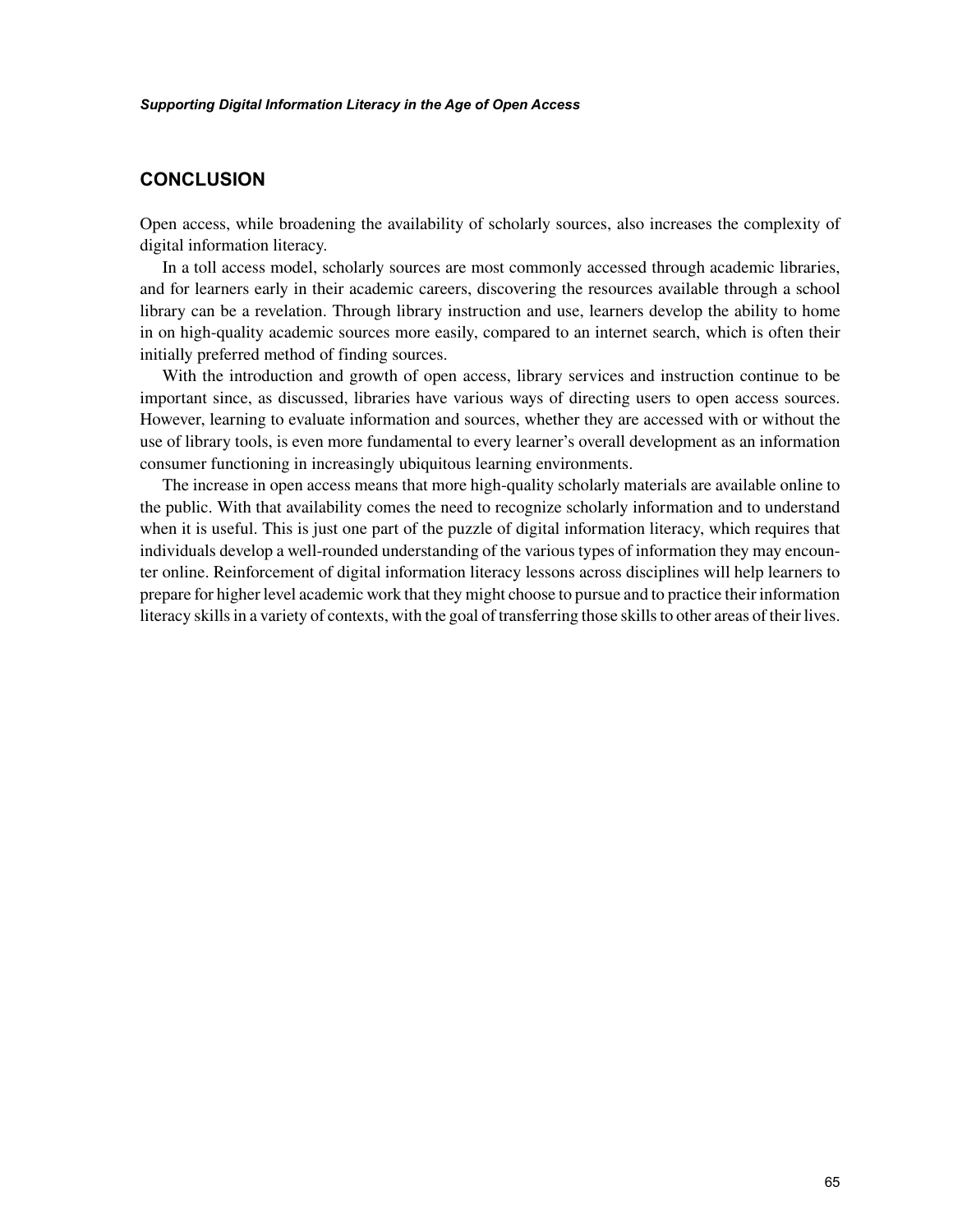## CONCLUSION

Open access, while broadening the availability of scholarly sources, also increases the complexity of digital information literacy.

In a toll access model, scholarly sources are most commonly accessed through academic libraries, and for learners early in their academic careers, discovering the resources available through a school library can be a revelation. Through library instruction and use, learners develop the ability to home in on high-quality academic sources more easily, compared to an internet search, which is often their initially preferred method of finding sources.

With the introduction and growth of open access, library services and instruction continue to be important since, as discussed, libraries have various ways of directing users to open access sources. However, learning to evaluate information and sources, whether they are accessed with or without the use of library tools, is even more fundamental to every learner's overall development as an information consumer functioning in increasingly ubiquitous learning environments.

The increase in open access means that more high-quality scholarly materials are available online to the public. With that availability comes the need to recognize scholarly information and to understand when it is useful. This is just one part of the puzzle of digital information literacy, which requires that individuals develop a well-rounded understanding of the various types of information they may encounter online. Reinforcement of digital information literacy lessons across disciplines will help learners to prepare for higher level academic work that they might choose to pursue and to practice their information literacy skills in a variety of contexts, with the goal of transferring those skills to other areas of their lives.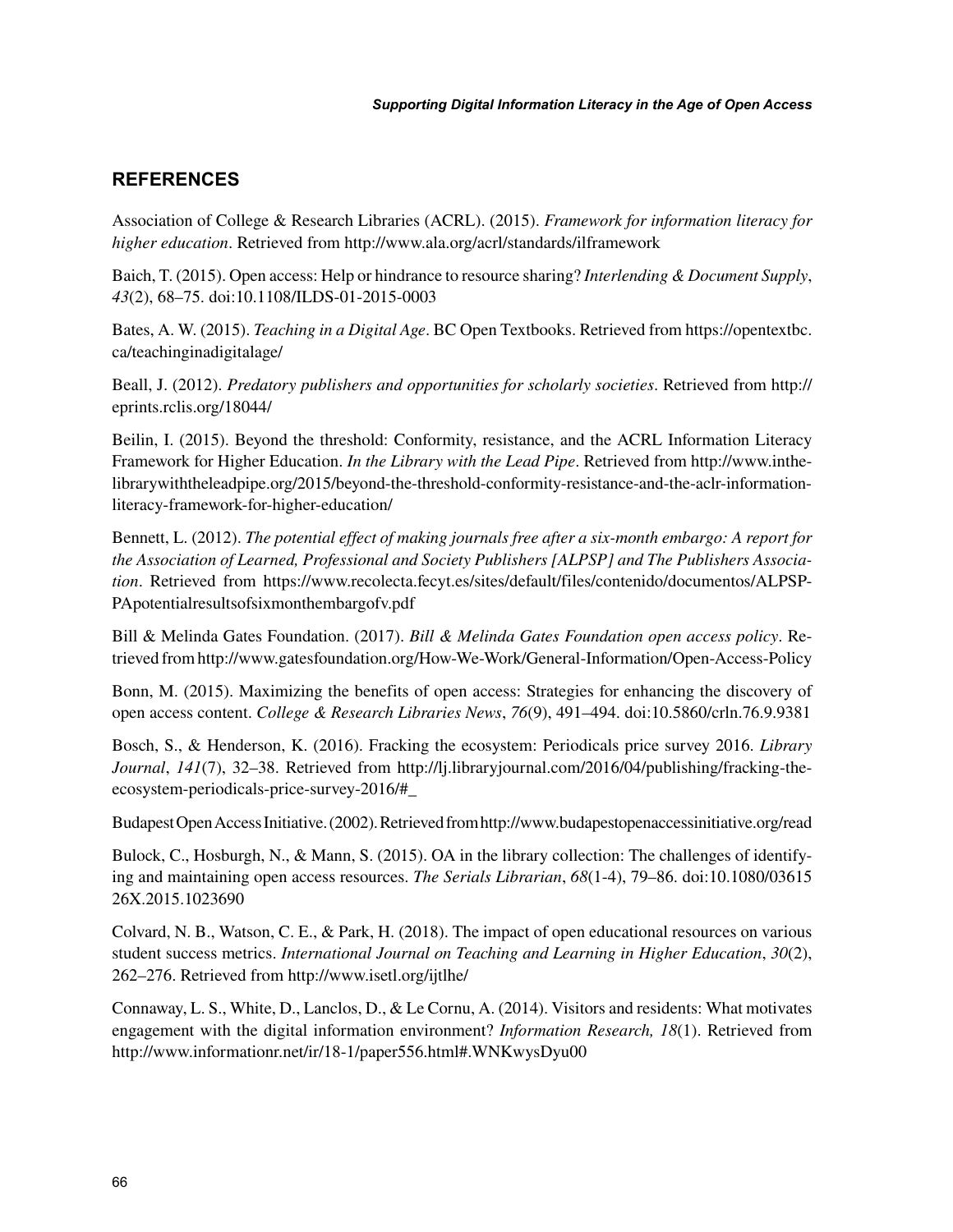## REFERENCES

Association of College & Research Libraries (ACRL). (2015). *Framework for information literacy for higher education*. Retrieved from http://www.ala.org/acrl/standards/ilframework

Baich, T. (2015). Open access: Help or hindrance to resource sharing? *Interlending & Document Supply*, *43*(2), 68–75. doi:10.1108/ILDS-01-2015-0003

Bates, A. W. (2015). *Teaching in a Digital Age*. BC Open Textbooks. Retrieved from https://opentextbc.ca/teachinginadigitalage/

Beall, J. (2012). *Predatory publishers and opportunities for scholarly societies*. Retrieved from http://eprints.rclis.org/18044/

Beilin, I. (2015). Beyond the threshold: Conformity, resistance, and the ACRL Information Literacy Framework for Higher Education. *In the Library with the Lead Pipe*. Retrieved from http://www.inthelibrarywiththeleadpipe.org/2015/beyond-the-threshold-conformity-resistance-and-the-aclr-information-literacy-framework-for-higher-education/

Bennett, L. (2012). *The potential effect of making journals free after a six-month embargo: A report for the Association of Learned, Professional and Society Publishers [ALPSP] and The Publishers Association*. Retrieved from https://www.recolecta.fecyt.es/sites/default/files/contenido/documentos/ALPSP-PApotentialresultsofsixmonthembargofv.pdf

Bill & Melinda Gates Foundation. (2017). *Bill & Melinda Gates Foundation open access policy*. Retrieved from http://www.gatesfoundation.org/How-We-Work/General-Information/Open-Access-Policy

Bonn, M. (2015). Maximizing the benefits of open access: Strategies for enhancing the discovery of open access content. *College & Research Libraries News*, *76*(9), 491–494. doi:10.5860/crln.76.9.9381

Bosch, S., & Henderson, K. (2016). Fracking the ecosystem: Periodicals price survey 2016. *Library Journal*, *141*(7), 32–38. Retrieved from http://lj.libraryjournal.com/2016/04/publishing/fracking-the-ecosystem-periodicals-price-survey-2016/#_

Budapest Open Access Initiative. (2002). Retrieved from http://www.budapestopenaccessinitiative.org/read

Bulock, C., Hosburgh, N., & Mann, S. (2015). OA in the library collection: The challenges of identifying and maintaining open access resources. *The Serials Librarian*, *68*(1-4), 79–86. doi:10.1080/0361526X.2015.1023690

Colvard, N. B., Watson, C. E., & Park, H. (2018). The impact of open educational resources on various student success metrics. *International Journal on Teaching and Learning in Higher Education*, *30*(2), 262–276. Retrieved from http://www.isetl.org/ijtlhe/

Connaway, L. S., White, D., Lanclos, D., & Le Cornu, A. (2014). Visitors and residents: What motivates engagement with the digital information environment? *Information Research, 18*(1). Retrieved from http://www.informationr.net/ir/18-1/paper556.html#.WNKwysDyu00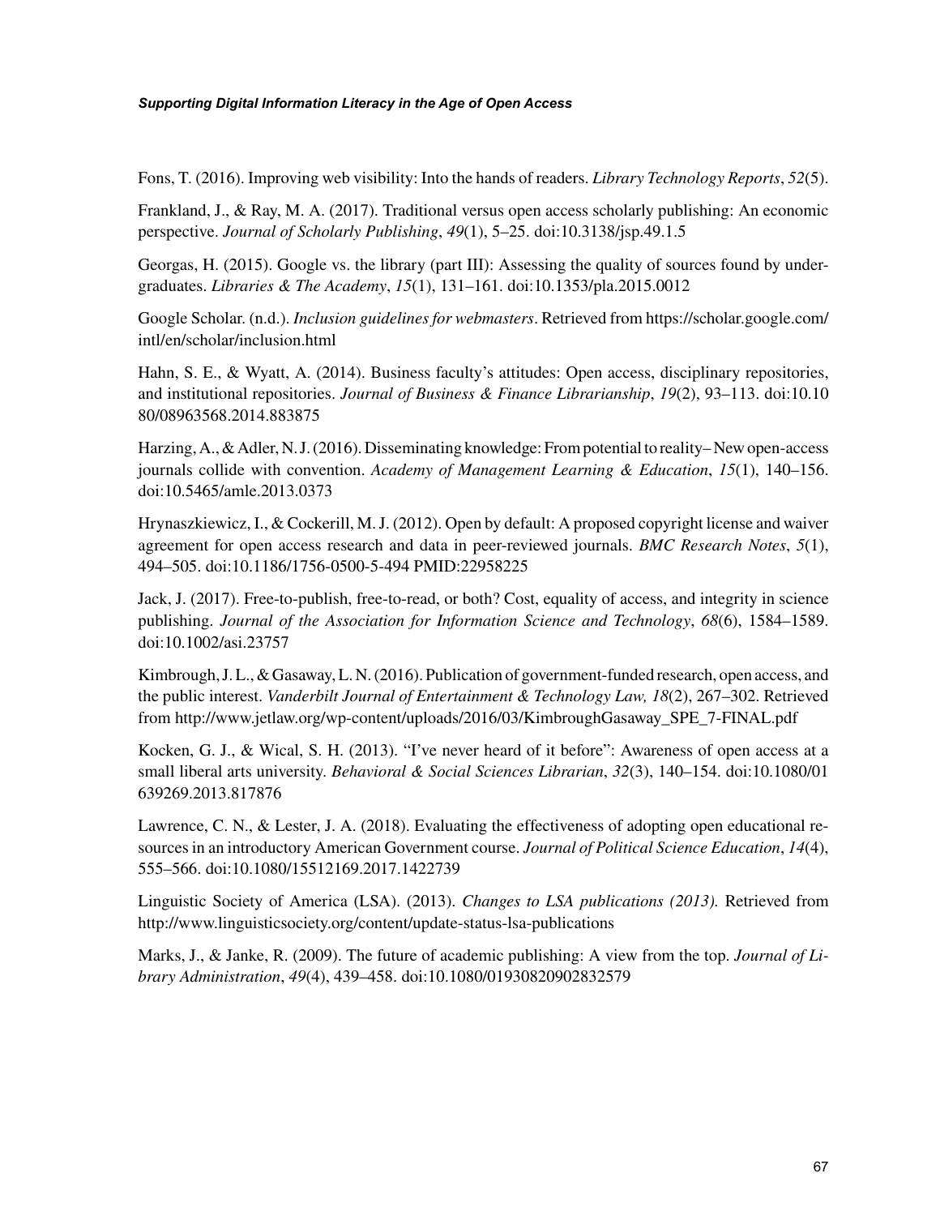Fons, T. (2016). Improving web visibility: Into the hands of readers. *Library Technology Reports*, *52*(5).

Frankland, J., & Ray, M. A. (2017). Traditional versus open access scholarly publishing: An economic perspective. *Journal of Scholarly Publishing*, *49*(1), 5–25. doi:10.3138/jsp.49.1.5

Georgas, H. (2015). Google vs. the library (part III): Assessing the quality of sources found by undergraduates. *Libraries & The Academy*, *15*(1), 131–161. doi:10.1353/pla.2015.0012

Google Scholar. (n.d.). *Inclusion guidelines for webmasters*. Retrieved from https://scholar.google.com/intl/en/scholar/inclusion.html

Hahn, S. E., & Wyatt, A. (2014). Business faculty's attitudes: Open access, disciplinary repositories, and institutional repositories. *Journal of Business & Finance Librarianship*, *19*(2), 93–113. doi:10.1080/08963568.2014.883875

Harzing, A., & Adler, N. J. (2016). Disseminating knowledge: From potential to reality– New open-access journals collide with convention. *Academy of Management Learning & Education*, *15*(1), 140–156. doi:10.5465/amle.2013.0373

Hrynaszkiewicz, I., & Cockerill, M. J. (2012). Open by default: A proposed copyright license and waiver agreement for open access research and data in peer-reviewed journals. *BMC Research Notes*, *5*(1), 494–505. doi:10.1186/1756-0500-5-494 PMID:22958225

Jack, J. (2017). Free-to-publish, free-to-read, or both? Cost, equality of access, and integrity in science publishing. *Journal of the Association for Information Science and Technology*, *68*(6), 1584–1589. doi:10.1002/asi.23757

Kimbrough, J. L., & Gasaway, L. N. (2016). Publication of government-funded research, open access, and the public interest. *Vanderbilt Journal of Entertainment & Technology Law, 18*(2), 267–302. Retrieved from http://www.jetlaw.org/wp-content/uploads/2016/03/KimbroughGasaway_SPE_7-FINAL.pdf

Kocken, G. J., & Wical, S. H. (2013). "I've never heard of it before": Awareness of open access at a small liberal arts university. *Behavioral & Social Sciences Librarian*, *32*(3), 140–154. doi:10.1080/01639269.2013.817876

Lawrence, C. N., & Lester, J. A. (2018). Evaluating the effectiveness of adopting open educational resources in an introductory American Government course. *Journal of Political Science Education*, *14*(4), 555–566. doi:10.1080/15512169.2017.1422739

Linguistic Society of America (LSA). (2013). *Changes to LSA publications (2013).* Retrieved from http://www.linguisticsociety.org/content/update-status-lsa-publications

Marks, J., & Janke, R. (2009). The future of academic publishing: A view from the top. *Journal of Library Administration*, *49*(4), 439–458. doi:10.1080/01930820902832579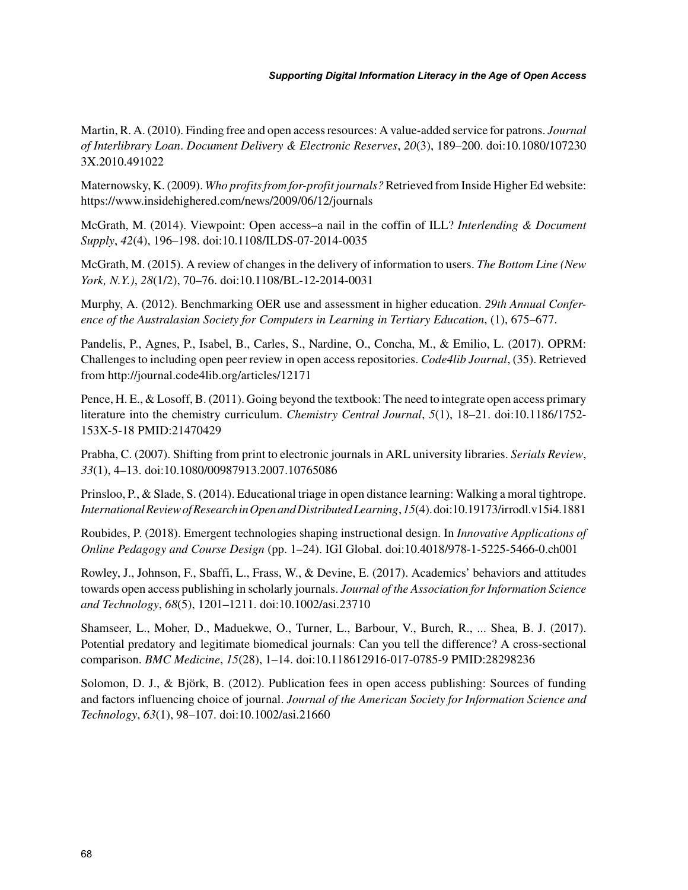Martin, R. A. (2010). Finding free and open access resources: A value-added service for patrons. *Journal of Interlibrary Loan. Document Delivery & Electronic Reserves*, *20*(3), 189–200. doi:10.1080/1072303X.2010.491022

Maternowsky, K. (2009). *Who profits from for-profit journals?* Retrieved from Inside Higher Ed website: https://www.insidehighered.com/news/2009/06/12/journals

McGrath, M. (2014). Viewpoint: Open access–a nail in the coffin of ILL? *Interlending & Document Supply*, *42*(4), 196–198. doi:10.1108/ILDS-07-2014-0035

McGrath, M. (2015). A review of changes in the delivery of information to users. *The Bottom Line (New York, N.Y.)*, *28*(1/2), 70–76. doi:10.1108/BL-12-2014-0031

Murphy, A. (2012). Benchmarking OER use and assessment in higher education. *29th Annual Conference of the Australasian Society for Computers in Learning in Tertiary Education*, (1), 675–677.

Pandelis, P., Agnes, P., Isabel, B., Carles, S., Nardine, O., Concha, M., & Emilio, L. (2017). OPRM: Challenges to including open peer review in open access repositories. *Code4lib Journal*, (35). Retrieved from http://journal.code4lib.org/articles/12171

Pence, H. E., & Losoff, B. (2011). Going beyond the textbook: The need to integrate open access primary literature into the chemistry curriculum. *Chemistry Central Journal*, *5*(1), 18–21. doi:10.1186/1752-153X-5-18 PMID:21470429

Prabha, C. (2007). Shifting from print to electronic journals in ARL university libraries. *Serials Review*, *33*(1), 4–13. doi:10.1080/00987913.2007.10765086

Prinsloo, P., & Slade, S. (2014). Educational triage in open distance learning: Walking a moral tightrope. *International Review of Research in Open and Distributed Learning*, *15*(4). doi:10.19173/irrodl.v15i4.1881

Roubides, P. (2018). Emergent technologies shaping instructional design. In *Innovative Applications of Online Pedagogy and Course Design* (pp. 1–24). IGI Global. doi:10.4018/978-1-5225-5466-0.ch001

Rowley, J., Johnson, F., Sbaffi, L., Frass, W., & Devine, E. (2017). Academics' behaviors and attitudes towards open access publishing in scholarly journals. *Journal of the Association for Information Science and Technology*, *68*(5), 1201–1211. doi:10.1002/asi.23710

Shamseer, L., Moher, D., Maduekwe, O., Turner, L., Barbour, V., Burch, R., ... Shea, B. J. (2017). Potential predatory and legitimate biomedical journals: Can you tell the difference? A cross-sectional comparison. *BMC Medicine*, *15*(28), 1–14. doi:10.118612916-017-0785-9 PMID:28298236

Solomon, D. J., & Björk, B. (2012). Publication fees in open access publishing: Sources of funding and factors influencing choice of journal. *Journal of the American Society for Information Science and Technology*, *63*(1), 98–107. doi:10.1002/asi.21660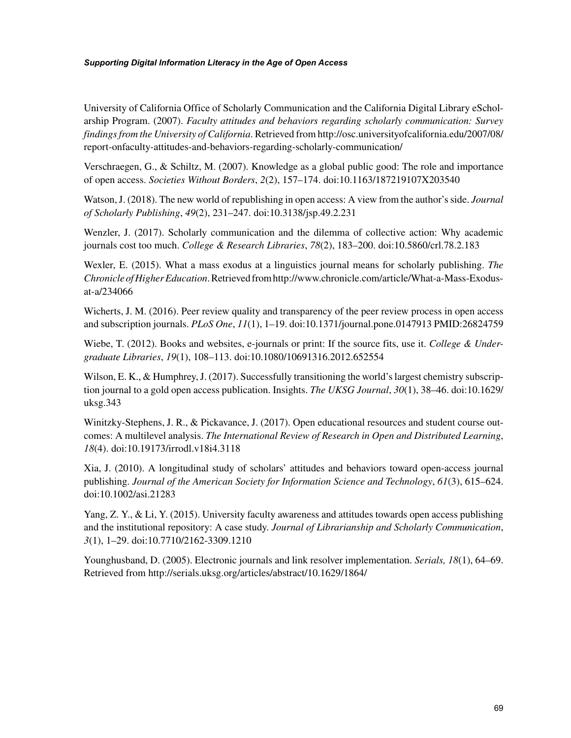University of California Office of Scholarly Communication and the California Digital Library eScholarship Program. (2007). *Faculty attitudes and behaviors regarding scholarly communication: Survey findings from the University of California*. Retrieved from http://osc.universityofcalifornia.edu/2007/08/report-onfaculty-attitudes-and-behaviors-regarding-scholarly-communication/

Verschraegen, G., & Schiltz, M. (2007). Knowledge as a global public good: The role and importance of open access. *Societies Without Borders*, *2*(2), 157–174. doi:10.1163/187219107X203540

Watson, J. (2018). The new world of republishing in open access: A view from the author's side. *Journal of Scholarly Publishing*, *49*(2), 231–247. doi:10.3138/jsp.49.2.231

Wenzler, J. (2017). Scholarly communication and the dilemma of collective action: Why academic journals cost too much. *College & Research Libraries*, *78*(2), 183–200. doi:10.5860/crl.78.2.183

Wexler, E. (2015). What a mass exodus at a linguistics journal means for scholarly publishing. *The Chronicle of Higher Education*. Retrieved from http://www.chronicle.com/article/What-a-Mass-Exodus-at-a/234066

Wicherts, J. M. (2016). Peer review quality and transparency of the peer review process in open access and subscription journals. *PLoS One*, *11*(1), 1–19. doi:10.1371/journal.pone.0147913 PMID:26824759

Wiebe, T. (2012). Books and websites, e-journals or print: If the source fits, use it. *College & Undergraduate Libraries*, *19*(1), 108–113. doi:10.1080/10691316.2012.652554

Wilson, E. K., & Humphrey, J. (2017). Successfully transitioning the world's largest chemistry subscription journal to a gold open access publication. Insights. *The UKSG Journal*, *30*(1), 38–46. doi:10.1629/uksg.343

Winitzky-Stephens, J. R., & Pickavance, J. (2017). Open educational resources and student course outcomes: A multilevel analysis. *The International Review of Research in Open and Distributed Learning*, *18*(4). doi:10.19173/irrodl.v18i4.3118

Xia, J. (2010). A longitudinal study of scholars' attitudes and behaviors toward open-access journal publishing. *Journal of the American Society for Information Science and Technology*, *61*(3), 615–624. doi:10.1002/asi.21283

Yang, Z. Y., & Li, Y. (2015). University faculty awareness and attitudes towards open access publishing and the institutional repository: A case study. *Journal of Librarianship and Scholarly Communication*, *3*(1), 1–29. doi:10.7710/2162-3309.1210

Younghusband, D. (2005). Electronic journals and link resolver implementation. *Serials, 18*(1), 64–69. Retrieved from http://serials.uksg.org/articles/abstract/10.1629/1864/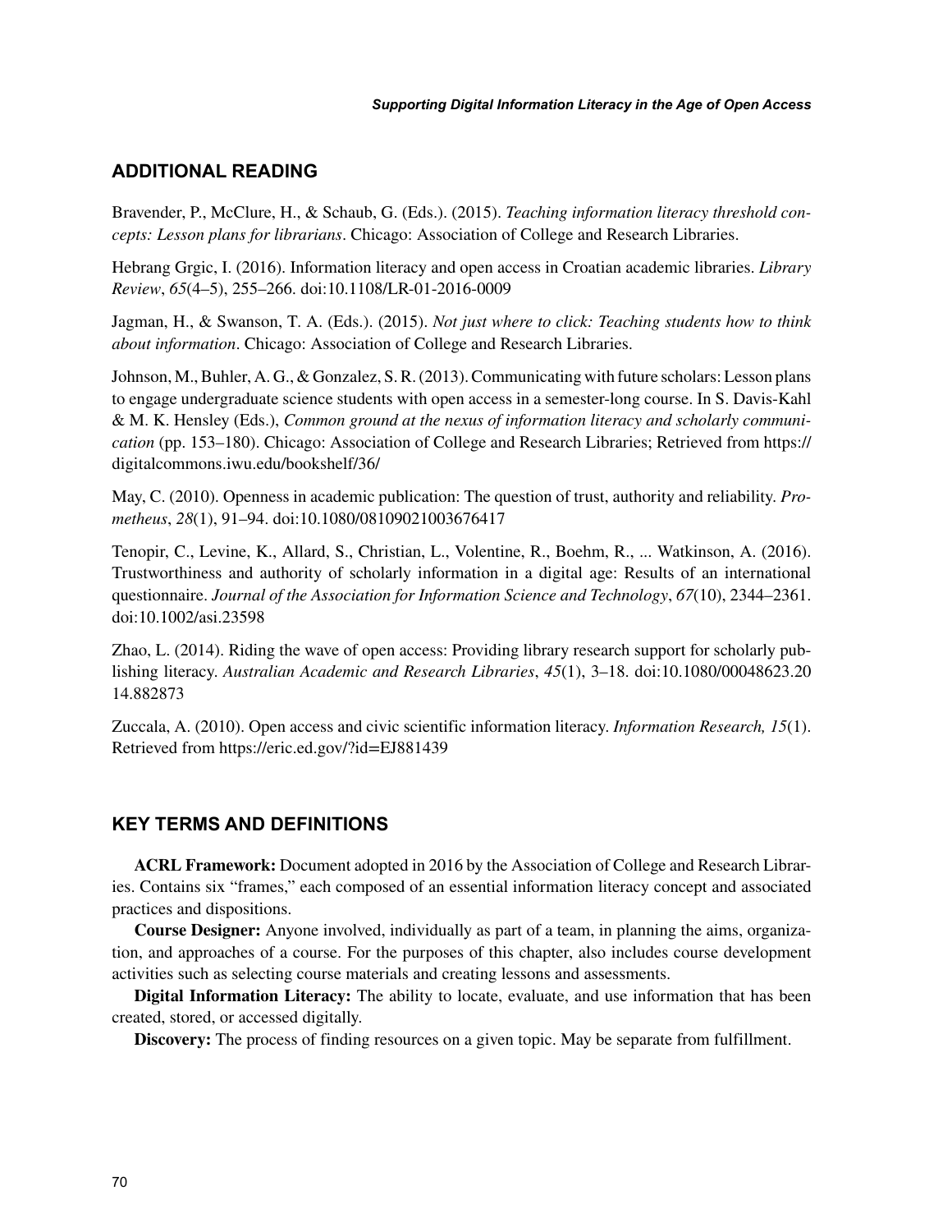## ADDITIONAL READING

Bravender, P., McClure, H., & Schaub, G. (Eds.). (2015). *Teaching information literacy threshold concepts: Lesson plans for librarians*. Chicago: Association of College and Research Libraries.

Hebrang Grgic, I. (2016). Information literacy and open access in Croatian academic libraries. *Library Review*, *65*(4–5), 255–266. doi:10.1108/LR-01-2016-0009

Jagman, H., & Swanson, T. A. (Eds.). (2015). *Not just where to click: Teaching students how to think about information*. Chicago: Association of College and Research Libraries.

Johnson, M., Buhler, A. G., & Gonzalez, S. R. (2013). Communicating with future scholars: Lesson plans to engage undergraduate science students with open access in a semester-long course. In S. Davis-Kahl & M. K. Hensley (Eds.), *Common ground at the nexus of information literacy and scholarly communication* (pp. 153–180). Chicago: Association of College and Research Libraries; Retrieved from https://digitalcommons.iwu.edu/bookshelf/36/

May, C. (2010). Openness in academic publication: The question of trust, authority and reliability. *Prometheus*, *28*(1), 91–94. doi:10.1080/08109021003676417

Tenopir, C., Levine, K., Allard, S., Christian, L., Volentine, R., Boehm, R., ... Watkinson, A. (2016). Trustworthiness and authority of scholarly information in a digital age: Results of an international questionnaire. *Journal of the Association for Information Science and Technology*, *67*(10), 2344–2361. doi:10.1002/asi.23598

Zhao, L. (2014). Riding the wave of open access: Providing library research support for scholarly publishing literacy. *Australian Academic and Research Libraries*, *45*(1), 3–18. doi:10.1080/00048623.2014.882873

Zuccala, A. (2010). Open access and civic scientific information literacy. *Information Research, 15*(1). Retrieved from https://eric.ed.gov/?id=EJ881439

## KEY TERMS AND DEFINITIONS

**ACRL Framework:** Document adopted in 2016 by the Association of College and Research Libraries. Contains six "frames," each composed of an essential information literacy concept and associated practices and dispositions.

**Course Designer:** Anyone involved, individually as part of a team, in planning the aims, organization, and approaches of a course. For the purposes of this chapter, also includes course development activities such as selecting course materials and creating lessons and assessments.

**Digital Information Literacy:** The ability to locate, evaluate, and use information that has been created, stored, or accessed digitally.

**Discovery:** The process of finding resources on a given topic. May be separate from fulfillment.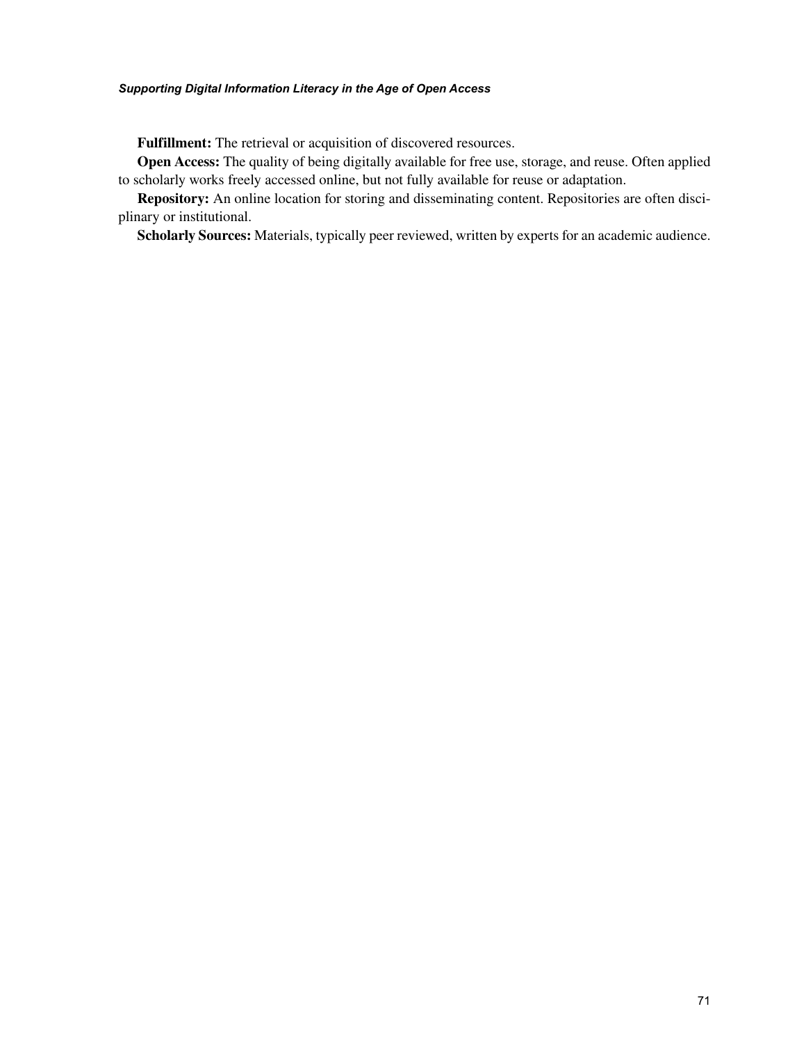**Fulfillment:** The retrieval or acquisition of discovered resources.

**Open Access:** The quality of being digitally available for free use, storage, and reuse. Often applied to scholarly works freely accessed online, but not fully available for reuse or adaptation.

**Repository:** An online location for storing and disseminating content. Repositories are often disciplinary or institutional.

**Scholarly Sources:** Materials, typically peer reviewed, written by experts for an academic audience.